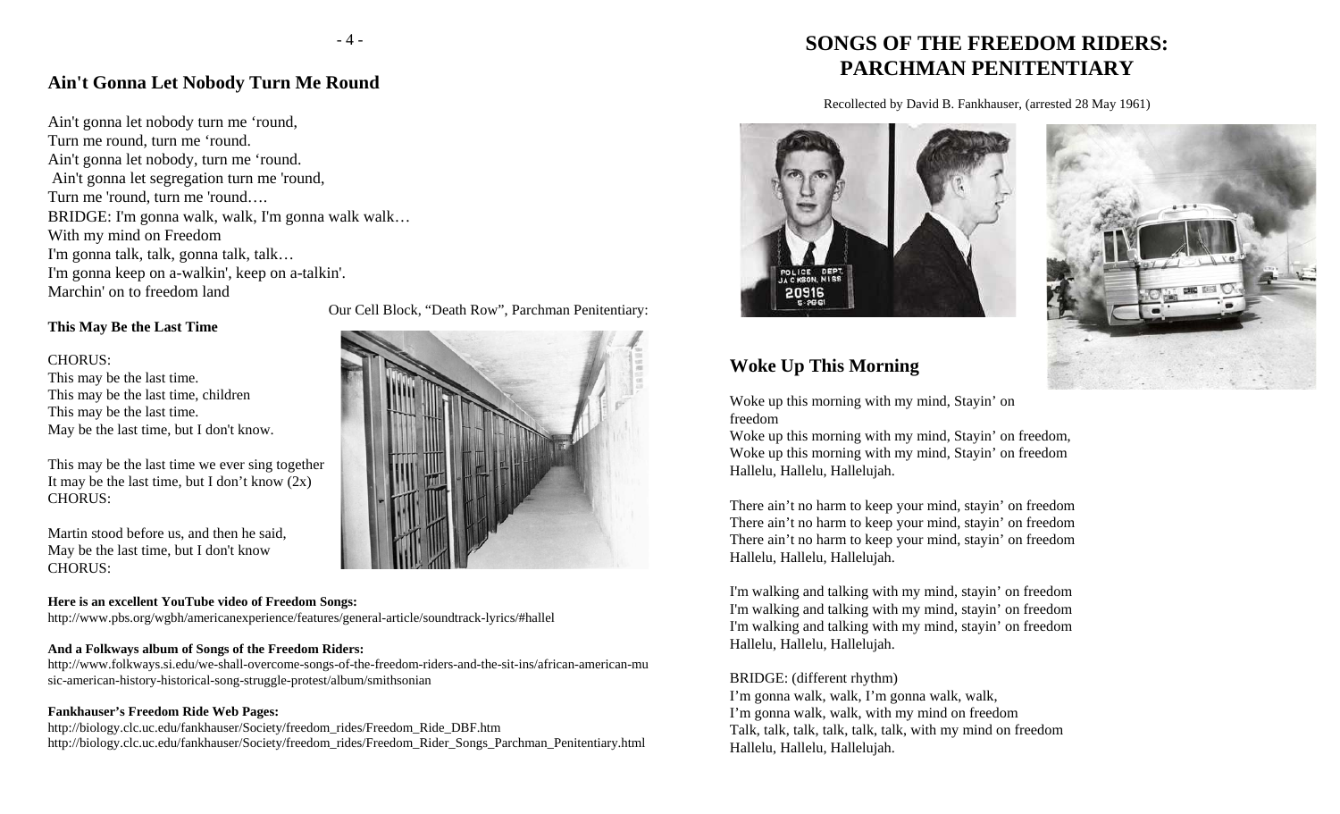## Ain't Gonna Let Nobody Turn Me Round

Ain't gonna let nobody turn me ‘round,
Turn me round, turn me ‘round.
Ain't gonna let nobody, turn me ‘round.
Ain't gonna let segregation turn me 'round,
Turn me 'round, turn me 'round….
BRIDGE: I'm gonna walk, walk, I'm gonna walk walk…
With my mind on Freedom
I'm gonna talk, talk, gonna talk, talk…
I'm gonna keep on a-walkin', keep on a-talkin'.
Marchin' on to freedom land

Our Cell Block, “Death Row”, Parchman Penitentiary:

**This May Be the Last Time**

CHORUS:
This may be the last time.
This may be the last time, children
This may be the last time.
May be the last time, but I don't know.

This may be the last time we ever sing together
It may be the last time, but I don’t know (2x)
CHORUS:

Martin stood before us, and then he said,
May be the last time, but I don't know
CHORUS:

**Here is an excellent YouTube video of Freedom Songs:**
http://www.pbs.org/wgbh/americanexperience/features/general-article/soundtrack-lyrics/#hallel

**And a Folkways album of Songs of the Freedom Riders:**
http://www.folkways.si.edu/we-shall-overcome-songs-of-the-freedom-riders-and-the-sit-ins/african-american-music-american-history-historical-song-struggle-protest/album/smithsonian

**Fankhauser’s Freedom Ride Web Pages:**
http://biology.clc.uc.edu/fankhauser/Society/freedom_rides/Freedom_Ride_DBF.htm
http://biology.clc.uc.edu/fankhauser/Society/freedom_rides/Freedom_Rider_Songs_Parchman_Penitentiary.html

# SONGS OF THE FREEDOM RIDERS: PARCHMAN PENITENTIARY

Recollected by David B. Fankhauser, (arrested 28 May 1961)

## Woke Up This Morning

Woke up this morning with my mind, Stayin’ on freedom
Woke up this morning with my mind, Stayin’ on freedom,
Woke up this morning with my mind, Stayin’ on freedom
Hallelu, Hallelu, Hallelujah.

There ain’t no harm to keep your mind, stayin’ on freedom
There ain’t no harm to keep your mind, stayin’ on freedom
There ain’t no harm to keep your mind, stayin’ on freedom
Hallelu, Hallelu, Hallelujah.

I'm walking and talking with my mind, stayin’ on freedom
I'm walking and talking with my mind, stayin’ on freedom
I'm walking and talking with my mind, stayin’ on freedom
Hallelu, Hallelu, Hallelujah.

BRIDGE: (different rhythm)
I’m gonna walk, walk, I’m gonna walk, walk,
I’m gonna walk, walk, with my mind on freedom
Talk, talk, talk, talk, talk, talk, with my mind on freedom
Hallelu, Hallelu, Hallelujah.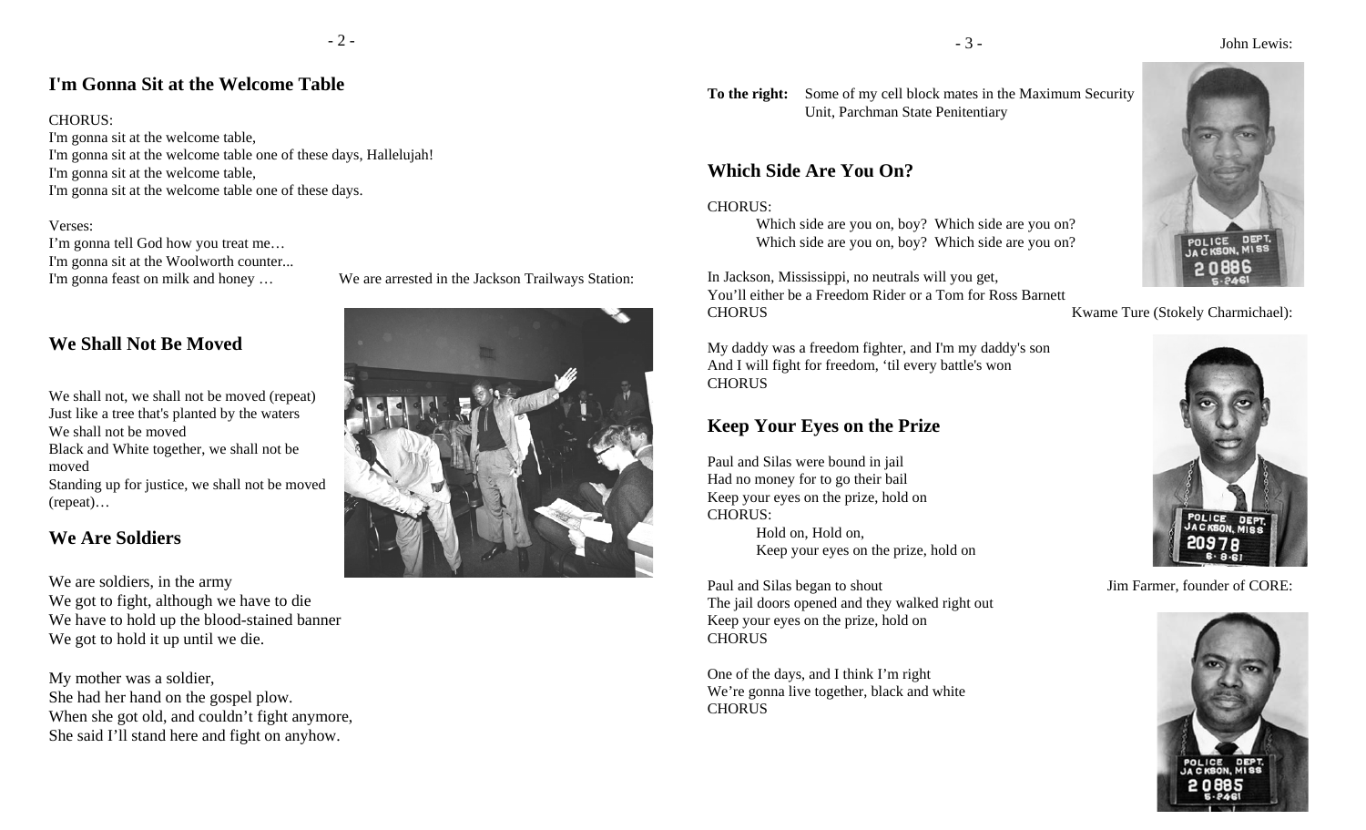## I'm Gonna Sit at the Welcome Table

CHORUS:
I'm gonna sit at the welcome table,
I'm gonna sit at the welcome table one of these days, Hallelujah!
I'm gonna sit at the welcome table,
I'm gonna sit at the welcome table one of these days.

Verses:
I'm gonna tell God how you treat me…
I'm gonna sit at the Woolworth counter...
I'm gonna feast on milk and honey …

We are arrested in the Jackson Trailways Station:

## We Shall Not Be Moved

We shall not, we shall not be moved (repeat)
Just like a tree that's planted by the waters
We shall not be moved
Black and White together, we shall not be moved
Standing up for justice, we shall not be moved (repeat)…

## We Are Soldiers

We are soldiers, in the army
We got to fight, although we have to die
We have to hold up the blood-stained banner
We got to hold it up until we die.

My mother was a soldier,
She had her hand on the gospel plow.
When she got old, and couldn't fight anymore,
She said I'll stand here and fight on anyhow.

**To the right:** Some of my cell block mates in the Maximum Security Unit, Parchman State Penitentiary

John Lewis:

## Which Side Are You On?

CHORUS:
Which side are you on, boy? Which side are you on?
Which side are you on, boy? Which side are you on?

In Jackson, Mississippi, no neutrals will you get,
You'll either be a Freedom Rider or a Tom for Ross Barnett
CHORUS

Kwame Ture (Stokely Charmichael):

My daddy was a freedom fighter, and I'm my daddy's son
And I will fight for freedom, 'til every battle's won
CHORUS

## Keep Your Eyes on the Prize

Paul and Silas were bound in jail
Had no money for to go their bail
Keep your eyes on the prize, hold on
CHORUS:
Hold on, Hold on,
Keep your eyes on the prize, hold on

Paul and Silas began to shout
The jail doors opened and they walked right out
Keep your eyes on the prize, hold on
CHORUS

Jim Farmer, founder of CORE:

One of the days, and I think I'm right
We're gonna live together, black and white
CHORUS